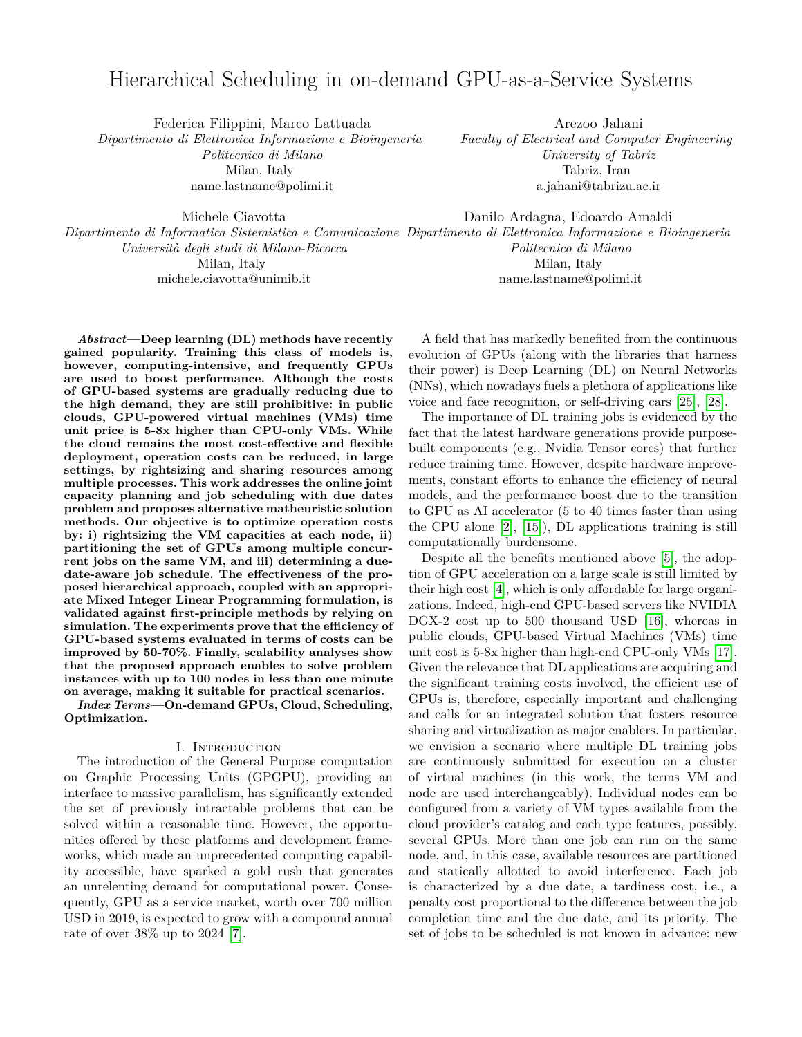# Hierarchical Scheduling in on-demand GPU-as-a-Service Systems

Federica Filippini, Marco Lattuada
*Dipartimento di Elettronica Informazione e Bioingeneria*
*Politecnico di Milano*
Milan, Italy
name.lastname@polimi.it

Arezoo Jahani
*Faculty of Electrical and Computer Engineering*
*University of Tabriz*
Tabriz, Iran
a.jahani@tabrizu.ac.ir

Michele Ciavotta
*Dipartimento di Informatica Sistemistica e Comunicazione*
*Università degli studi di Milano-Bicocca*
Milan, Italy
michele.ciavotta@unimib.it

Danilo Ardagna, Edoardo Amaldi
*Dipartimento di Elettronica Informazione e Bioingeneria*
*Politecnico di Milano*
Milan, Italy
name.lastname@polimi.it

***Abstract*—Deep learning (DL) methods have recently gained popularity. Training this class of models is, however, computing-intensive, and frequently GPUs are used to boost performance. Although the costs of GPU-based systems are gradually reducing due to the high demand, they are still prohibitive: in public clouds, GPU-powered virtual machines (VMs) time unit price is 5-8x higher than CPU-only VMs. While the cloud remains the most cost-effective and flexible deployment, operation costs can be reduced, in large settings, by rightsizing and sharing resources among multiple processes. This work addresses the online joint capacity planning and job scheduling with due dates problem and proposes alternative matheuristic solution methods. Our objective is to optimize operation costs by: i) rightsizing the VM capacities at each node, ii) partitioning the set of GPUs among multiple concurrent jobs on the same VM, and iii) determining a due-date-aware job schedule. The effectiveness of the proposed hierarchical approach, coupled with an appropriate Mixed Integer Linear Programming formulation, is validated against first-principle methods by relying on simulation. The experiments prove that the efficiency of GPU-based systems evaluated in terms of costs can be improved by 50-70%. Finally, scalability analyses show that the proposed approach enables to solve problem instances with up to 100 nodes in less than one minute on average, making it suitable for practical scenarios.**

***Index Terms*—On-demand GPUs, Cloud, Scheduling, Optimization.**

## I. Introduction

The introduction of the General Purpose computation on Graphic Processing Units (GPGPU), providing an interface to massive parallelism, has significantly extended the set of previously intractable problems that can be solved within a reasonable time. However, the opportunities offered by these platforms and development frameworks, which made an unprecedented computing capability accessible, have sparked a gold rush that generates an unrelenting demand for computational power. Consequently, GPU as a service market, worth over 700 million USD in 2019, is expected to grow with a compound annual rate of over 38% up to 2024 [7].

A field that has markedly benefited from the continuous evolution of GPUs (along with the libraries that harness their power) is Deep Learning (DL) on Neural Networks (NNs), which nowadays fuels a plethora of applications like voice and face recognition, or self-driving cars [25], [28].

The importance of DL training jobs is evidenced by the fact that the latest hardware generations provide purpose-built components (e.g., Nvidia Tensor cores) that further reduce training time. However, despite hardware improvements, constant efforts to enhance the efficiency of neural models, and the performance boost due to the transition to GPU as AI accelerator (5 to 40 times faster than using the CPU alone [2], [15]), DL applications training is still computationally burdensome.

Despite all the benefits mentioned above [5], the adoption of GPU acceleration on a large scale is still limited by their high cost [4], which is only affordable for large organizations. Indeed, high-end GPU-based servers like NVIDIA DGX-2 cost up to 500 thousand USD [16], whereas in public clouds, GPU-based Virtual Machines (VMs) time unit cost is 5-8x higher than high-end CPU-only VMs [17]. Given the relevance that DL applications are acquiring and the significant training costs involved, the efficient use of GPUs is, therefore, especially important and challenging and calls for an integrated solution that fosters resource sharing and virtualization as major enablers. In particular, we envision a scenario where multiple DL training jobs are continuously submitted for execution on a cluster of virtual machines (in this work, the terms VM and node are used interchangeably). Individual nodes can be configured from a variety of VM types available from the cloud provider's catalog and each type features, possibly, several GPUs. More than one job can run on the same node, and, in this case, available resources are partitioned and statically allotted to avoid interference. Each job is characterized by a due date, a tardiness cost, i.e., a penalty cost proportional to the difference between the job completion time and the due date, and its priority. The set of jobs to be scheduled is not known in advance: new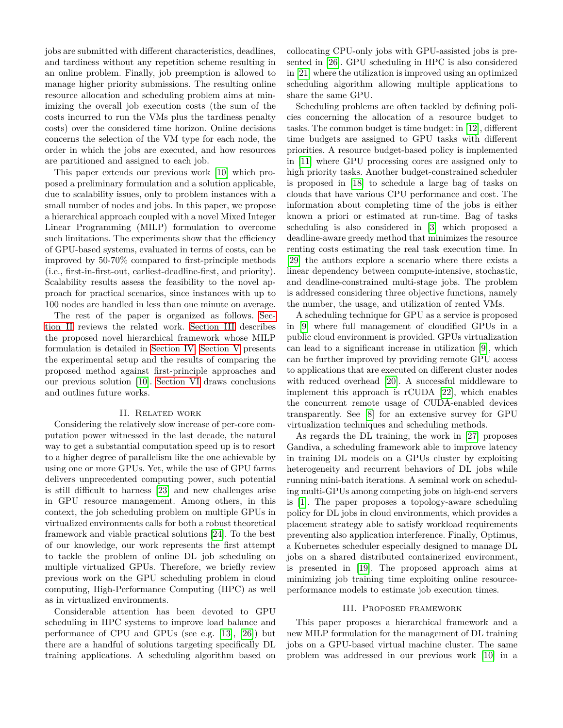jobs are submitted with different characteristics, deadlines, and tardiness without any repetition scheme resulting in an online problem. Finally, job preemption is allowed to manage higher priority submissions. The resulting online resource allocation and scheduling problem aims at minimizing the overall job execution costs (the sum of the costs incurred to run the VMs plus the tardiness penalty costs) over the considered time horizon. Online decisions concerns the selection of the VM type for each node, the order in which the jobs are executed, and how resources are partitioned and assigned to each job.

This paper extends our previous work [10] which proposed a preliminary formulation and a solution applicable, due to scalability issues, only to problem instances with a small number of nodes and jobs. In this paper, we propose a hierarchical approach coupled with a novel Mixed Integer Linear Programming (MILP) formulation to overcome such limitations. The experiments show that the efficiency of GPU-based systems, evaluated in terms of costs, can be improved by 50-70% compared to first-principle methods (i.e., first-in-first-out, earliest-deadline-first, and priority). Scalability results assess the feasibility to the novel approach for practical scenarios, since instances with up to 100 nodes are handled in less than one minute on average.

The rest of the paper is organized as follows. Section II reviews the related work. Section III describes the proposed novel hierarchical framework whose MILP formulation is detailed in Section IV. Section V presents the experimental setup and the results of comparing the proposed method against first-principle approaches and our previous solution [10]. Section VI draws conclusions and outlines future works.

## II. Related work

Considering the relatively slow increase of per-core computation power witnessed in the last decade, the natural way to get a substantial computation speed up is to resort to a higher degree of parallelism like the one achievable by using one or more GPUs. Yet, while the use of GPU farms delivers unprecedented computing power, such potential is still difficult to harness [23] and new challenges arise in GPU resource management. Among others, in this context, the job scheduling problem on multiple GPUs in virtualized environments calls for both a robust theoretical framework and viable practical solutions [24]. To the best of our knowledge, our work represents the first attempt to tackle the problem of online DL job scheduling on multiple virtualized GPUs. Therefore, we briefly review previous work on the GPU scheduling problem in cloud computing, High-Performance Computing (HPC) as well as in virtualized environments.

Considerable attention has been devoted to GPU scheduling in HPC systems to improve load balance and performance of CPU and GPUs (see e.g. [13], [26]) but there are a handful of solutions targeting specifically DL training applications. A scheduling algorithm based on collocating CPU-only jobs with GPU-assisted jobs is presented in [26]. GPU scheduling in HPC is also considered in [21] where the utilization is improved using an optimized scheduling algorithm allowing multiple applications to share the same GPU.

Scheduling problems are often tackled by defining policies concerning the allocation of a resource budget to tasks. The common budget is time budget: in [12], different time budgets are assigned to GPU tasks with different priorities. A resource budget-based policy is implemented in [11] where GPU processing cores are assigned only to high priority tasks. Another budget-constrained scheduler is proposed in [18] to schedule a large bag of tasks on clouds that have various CPU performance and cost. The information about completing time of the jobs is either known a priori or estimated at run-time. Bag of tasks scheduling is also considered in [3] which proposed a deadline-aware greedy method that minimizes the resource renting costs estimating the real task execution time. In [29] the authors explore a scenario where there exists a linear dependency between compute-intensive, stochastic, and deadline-constrained multi-stage jobs. The problem is addressed considering three objective functions, namely the number, the usage, and utilization of rented VMs.

A scheduling technique for GPU as a service is proposed in [9] where full management of cloudified GPUs in a public cloud environment is provided. GPUs virtualization can lead to a significant increase in utilization [9], which can be further improved by providing remote GPU access to applications that are executed on different cluster nodes with reduced overhead [20]. A successful middleware to implement this approach is rCUDA [22], which enables the concurrent remote usage of CUDA-enabled devices transparently. See [8] for an extensive survey for GPU virtualization techniques and scheduling methods.

As regards the DL training, the work in [27] proposes Gandiva, a scheduling framework able to improve latency in training DL models on a GPUs cluster by exploiting heterogeneity and recurrent behaviors of DL jobs while running mini-batch iterations. A seminal work on scheduling multi-GPUs among competing jobs on high-end servers is [1]. The paper proposes a topology-aware scheduling policy for DL jobs in cloud environments, which provides a placement strategy able to satisfy workload requirements preventing also application interference. Finally, Optimus, a Kubernetes scheduler especially designed to manage DL jobs on a shared distributed containerized environment, is presented in [19]. The proposed approach aims at minimizing job training time exploiting online resource-performance models to estimate job execution times.

## III. Proposed framework

This paper proposes a hierarchical framework and a new MILP formulation for the management of DL training jobs on a GPU-based virtual machine cluster. The same problem was addressed in our previous work [10] in a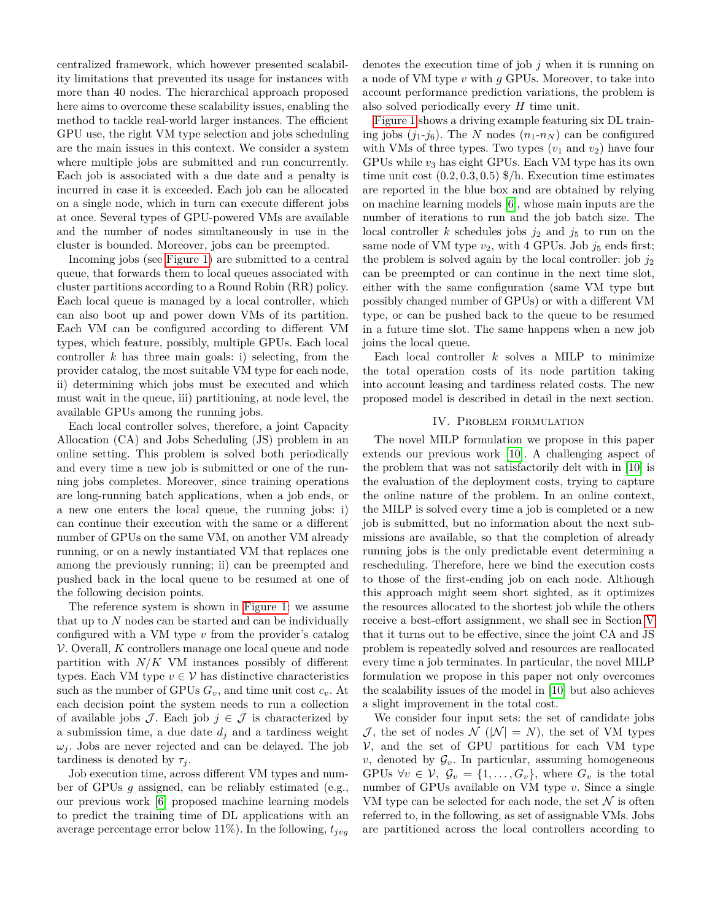centralized framework, which however presented scalability limitations that prevented its usage for instances with more than 40 nodes. The hierarchical approach proposed here aims to overcome these scalability issues, enabling the method to tackle real-world larger instances. The efficient GPU use, the right VM type selection and jobs scheduling are the main issues in this context. We consider a system where multiple jobs are submitted and run concurrently. Each job is associated with a due date and a penalty is incurred in case it is exceeded. Each job can be allocated on a single node, which in turn can execute different jobs at once. Several types of GPU-powered VMs are available and the number of nodes simultaneously in use in the cluster is bounded. Moreover, jobs can be preempted.

Incoming jobs (see Figure 1) are submitted to a central queue, that forwards them to local queues associated with cluster partitions according to a Round Robin (RR) policy. Each local queue is managed by a local controller, which can also boot up and power down VMs of its partition. Each VM can be configured according to different VM types, which feature, possibly, multiple GPUs. Each local controller $k$ has three main goals: i) selecting, from the provider catalog, the most suitable VM type for each node, ii) determining which jobs must be executed and which must wait in the queue, iii) partitioning, at node level, the available GPUs among the running jobs.

Each local controller solves, therefore, a joint Capacity Allocation (CA) and Jobs Scheduling (JS) problem in an online setting. This problem is solved both periodically and every time a new job is submitted or one of the running jobs completes. Moreover, since training operations are long-running batch applications, when a job ends, or a new one enters the local queue, the running jobs: i) can continue their execution with the same or a different number of GPUs on the same VM, on another VM already running, or on a newly instantiated VM that replaces one among the previously running; ii) can be preempted and pushed back in the local queue to be resumed at one of the following decision points.

The reference system is shown in Figure 1: we assume that up to $N$ nodes can be started and can be individually configured with a VM type $v$ from the provider's catalog $\mathcal{V}$. Overall, $K$ controllers manage one local queue and node partition with $N/K$ VM instances possibly of different types. Each VM type $v \in \mathcal{V}$ has distinctive characteristics such as the number of GPUs $G_v$, and time unit cost $c_v$. At each decision point the system needs to run a collection of available jobs $\mathcal{J}$. Each job $j \in \mathcal{J}$ is characterized by a submission time, a due date $d_j$ and a tardiness weight $\omega_j$. Jobs are never rejected and can be delayed. The job tardiness is denoted by $\tau_j$.

Job execution time, across different VM types and number of GPUs $g$ assigned, can be reliably estimated (e.g., our previous work [6] proposed machine learning models to predict the training time of DL applications with an average percentage error below 11%). In the following, $t_{jvg}$ denotes the execution time of job $j$ when it is running on a node of VM type $v$ with $g$ GPUs. Moreover, to take into account performance prediction variations, the problem is also solved periodically every $H$ time unit.

Figure 1 shows a driving example featuring six DL training jobs ($j_1$-$j_6$). The $N$ nodes ($n_1$-$n_N$) can be configured with VMs of three types. Two types ($v_1$ and $v_2$) have four GPUs while $v_3$ has eight GPUs. Each VM type has its own time unit cost $(0.2, 0.3, 0.5)$ \$/h. Execution time estimates are reported in the blue box and are obtained by relying on machine learning models [6], whose main inputs are the number of iterations to run and the job batch size. The local controller $k$ schedules jobs $j_2$ and $j_5$ to run on the same node of VM type $v_2$, with 4 GPUs. Job $j_5$ ends first; the problem is solved again by the local controller: job $j_2$ can be preempted or can continue in the next time slot, either with the same configuration (same VM type but possibly changed number of GPUs) or with a different VM type, or can be pushed back to the queue to be resumed in a future time slot. The same happens when a new job joins the local queue.

Each local controller $k$ solves a MILP to minimize the total operation costs of its node partition taking into account leasing and tardiness related costs. The new proposed model is described in detail in the next section.

## IV. Problem formulation

The novel MILP formulation we propose in this paper extends our previous work [10]. A challenging aspect of the problem that was not satisfactorily delt with in [10] is the evaluation of the deployment costs, trying to capture the online nature of the problem. In an online context, the MILP is solved every time a job is completed or a new job is submitted, but no information about the next submissions are available, so that the completion of already running jobs is the only predictable event determining a rescheduling. Therefore, here we bind the execution costs to those of the first-ending job on each node. Although this approach might seem short sighted, as it optimizes the resources allocated to the shortest job while the others receive a best-effort assignment, we shall see in Section V that it turns out to be effective, since the joint CA and JS problem is repeatedly solved and resources are reallocated every time a job terminates. In particular, the novel MILP formulation we propose in this paper not only overcomes the scalability issues of the model in [10] but also achieves a slight improvement in the total cost.

We consider four input sets: the set of candidate jobs $\mathcal{J}$, the set of nodes $\mathcal{N}$ ($|\mathcal{N}| = N$), the set of VM types $\mathcal{V}$, and the set of GPU partitions for each VM type $v$, denoted by $\mathcal{G}_v$. In particular, assuming homogeneous GPUs $\forall v \in \mathcal{V}$, $\mathcal{G}_v = \{1, \ldots, G_v\}$, where $G_v$ is the total number of GPUs available on VM type $v$. Since a single VM type can be selected for each node, the set $\mathcal{N}$ is often referred to, in the following, as set of assignable VMs. Jobs are partitioned across the local controllers according to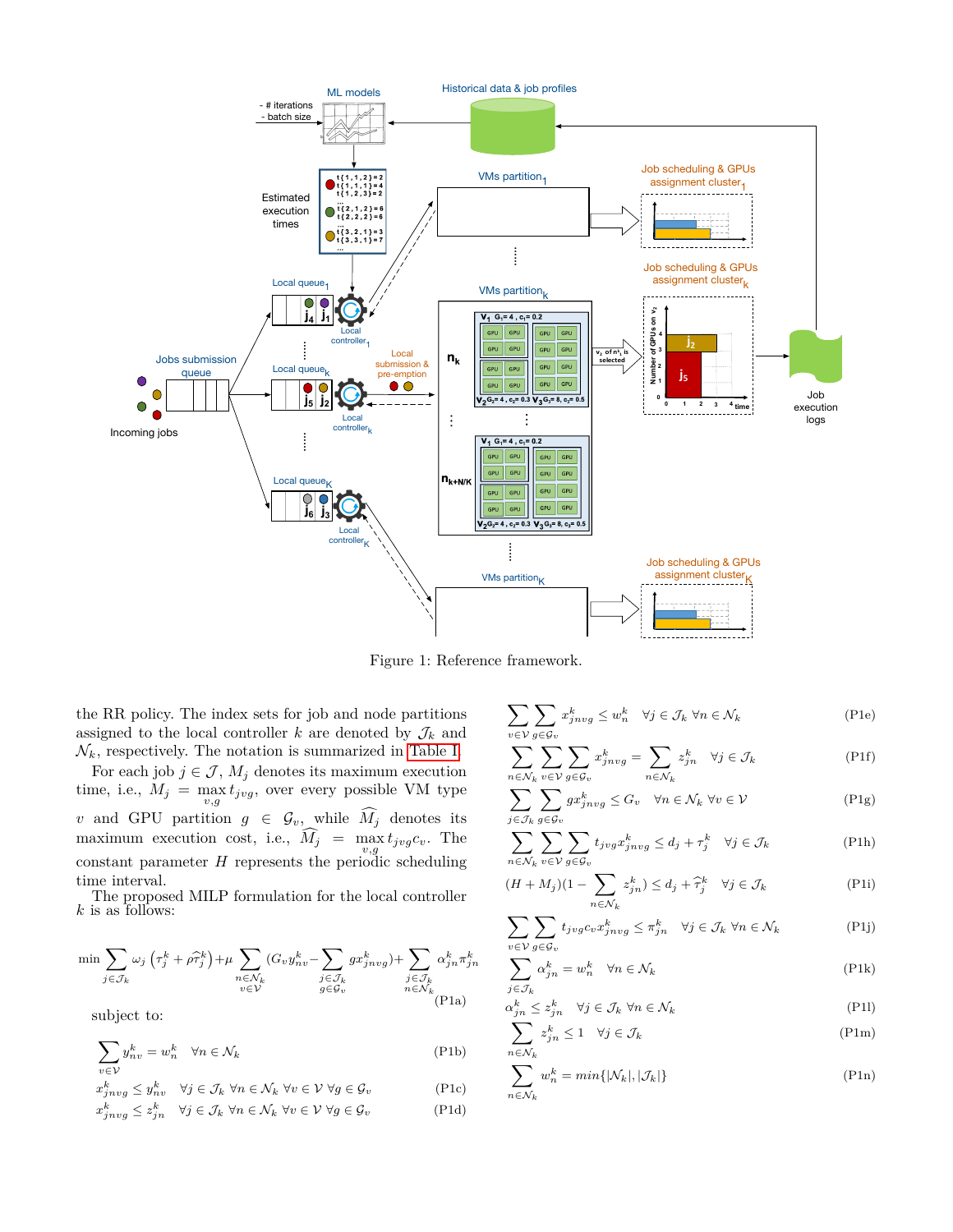Figure 1: Reference framework.

the RR policy. The index sets for job and node partitions assigned to the local controller $k$ are denoted by $\mathcal{J}_k$ and $\mathcal{N}_k$, respectively. The notation is summarized in Table I.

For each job $j \in \mathcal{J}$, $M_j$ denotes its maximum execution time, i.e., $M_j = \max_{v,g} t_{jvg}$, over every possible VM type $v$ and GPU partition $g \in \mathcal{G}_v$, while $\widehat{M_j}$ denotes its maximum execution cost, i.e., $\widehat{M_j} = \max_{v,g} t_{jvg} c_v$. The constant parameter $H$ represents the periodic scheduling time interval.

The proposed MILP formulation for the local controller $k$ is as follows:

$$\min \sum_{j \in \mathcal{J}_k} \omega_j \left(\tau_j^k + \rho \widehat{\tau}_j^k\right) + \mu \sum_{\substack{n \in \mathcal{N}_k \\ v \in \mathcal{V}}} \left(G_v y_{nv}^k - \sum_{\substack{j \in \mathcal{J}_k \\ g \in \mathcal{G}_v}} g x_{jnvg}^k\right) + \sum_{\substack{j \in \mathcal{J}_k \\ n \in \mathcal{N}_k}} \alpha_{jn}^k \pi_{jn}^k \tag{P1a}$$

subject to:

$$\sum_{v \in \mathcal{V}} y_{nv}^k = w_n^k \quad \forall n \in \mathcal{N}_k \tag{P1b}$$

$$x_{jnvg}^k \leq y_{nv}^k \quad \forall j \in \mathcal{J}_k \ \forall n \in \mathcal{N}_k \ \forall v \in \mathcal{V} \ \forall g \in \mathcal{G}_v \tag{P1c}$$

$$x_{jnvg}^k \leq z_{jn}^k \quad \forall j \in \mathcal{J}_k \ \forall n \in \mathcal{N}_k \ \forall v \in \mathcal{V} \ \forall g \in \mathcal{G}_v \tag{P1d}$$

$$\sum_{v \in \mathcal{V}} \sum_{g \in \mathcal{G}_v} x_{jnvg}^k \leq w_n^k \quad \forall j \in \mathcal{J}_k \ \forall n \in \mathcal{N}_k \tag{P1e}$$

$$\sum_{n \in \mathcal{N}_k} \sum_{v \in \mathcal{V}} \sum_{g \in \mathcal{G}_v} x_{jnvg}^k = \sum_{n \in \mathcal{N}_k} z_{jn}^k \quad \forall j \in \mathcal{J}_k \tag{P1f}$$

$$\sum_{j \in \mathcal{J}_k} \sum_{g \in \mathcal{G}_v} g x_{jnvg}^k \leq G_v \quad \forall n \in \mathcal{N}_k \ \forall v \in \mathcal{V} \tag{P1g}$$

$$\sum_{n \in \mathcal{N}_k} \sum_{v \in \mathcal{V}} \sum_{g \in \mathcal{G}_v} t_{jvg} x_{jnvg}^k \leq d_j + \tau_j^k \quad \forall j \in \mathcal{J}_k \tag{P1h}$$

$$(H + M_j)\Big(1 - \sum_{n \in \mathcal{N}_k} z_{jn}^k\Big) \leq d_j + \widehat{\tau}_j^k \quad \forall j \in \mathcal{J}_k \tag{P1i}$$

$$\sum_{v \in \mathcal{V}} \sum_{g \in \mathcal{G}_v} t_{jvg} c_v x_{jnvg}^k \leq \pi_{jn}^k \quad \forall j \in \mathcal{J}_k \ \forall n \in \mathcal{N}_k \tag{P1j}$$

$$\sum_{j \in \mathcal{J}_k} \alpha_{jn}^k = w_n^k \quad \forall n \in \mathcal{N}_k \tag{P1k}$$

$$\alpha_{jn}^k \leq z_{jn}^k \quad \forall j \in \mathcal{J}_k \ \forall n \in \mathcal{N}_k \tag{P1l}$$

$$\sum_{n \in \mathcal{N}_k} z_{jn}^k \leq 1 \quad \forall j \in \mathcal{J}_k \tag{P1m}$$

$$\sum_{n \in \mathcal{N}_k} w_n^k = min\{|\mathcal{N}_k|, |\mathcal{J}_k|\} \tag{P1n}$$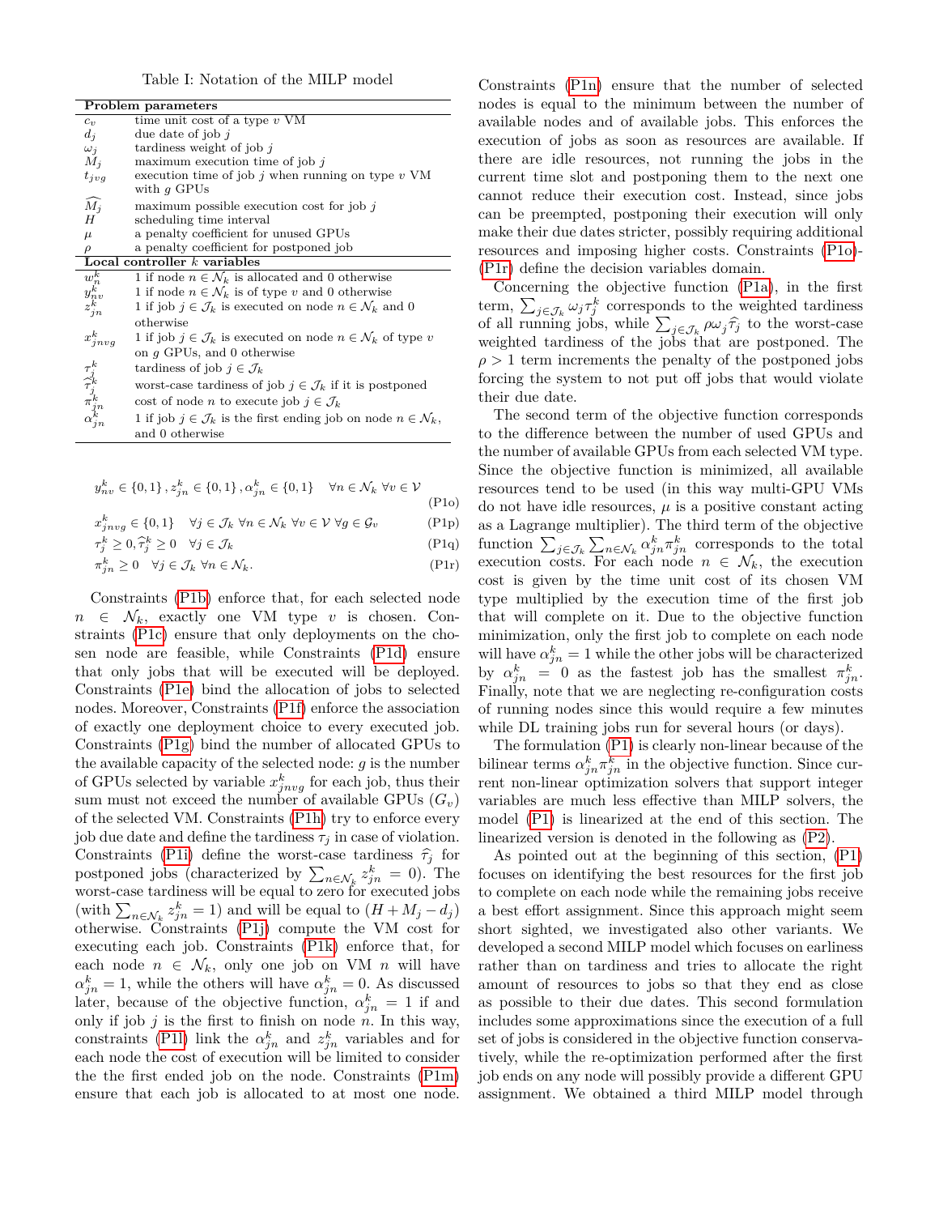Table I: Notation of the MILP model

| **Problem parameters** | |
|---|---|
| $c_v$ | time unit cost of a type $v$ VM |
| $d_j$ | due date of job $j$ |
| $\omega_j$ | tardiness weight of job $j$ |
| $M_j$ | maximum execution time of job $j$ |
| $t_{jvg}$ | execution time of job $j$ when running on type $v$ VM with $g$ GPUs |
| $\widehat{M_j}$ | maximum possible execution cost for job $j$ |
| $H$ | scheduling time interval |
| $\mu$ | a penalty coefficient for unused GPUs |
| $\rho$ | a penalty coefficient for postponed job |
| **Local controller $k$ variables** | |
| $w_n^k$ | 1 if node $n \in \mathcal{N}_k$ is allocated and 0 otherwise |
| $y_{nv}^k$ | 1 if node $n \in \mathcal{N}_k$ is of type $v$ and 0 otherwise |
| $z_{jn}^k$ | 1 if job $j \in \mathcal{J}_k$ is executed on node $n \in \mathcal{N}_k$ and 0 otherwise |
| $x_{jnvg}^k$ | 1 if job $j \in \mathcal{J}_k$ is executed on node $n \in \mathcal{N}_k$ of type $v$ on $g$ GPUs, and 0 otherwise |
| $\tau_j^k$ | tardiness of job $j \in \mathcal{J}_k$ |
| $\widehat{\tau}_j^k$ | worst-case tardiness of job $j \in \mathcal{J}_k$ if it is postponed |
| $\pi_{jn}^k$ | cost of node $n$ to execute job $j \in \mathcal{J}_k$ |
| $\alpha_{jn}^k$ | 1 if job $j \in \mathcal{J}_k$ is the first ending job on node $n \in \mathcal{N}_k$, and 0 otherwise |

$$y_{nv}^k \in \{0,1\}, z_{jn}^k \in \{0,1\}, \alpha_{jn}^k \in \{0,1\} \quad \forall n \in \mathcal{N}_k \ \forall v \in \mathcal{V} \tag{P1o}$$

$$x_{jnvg}^k \in \{0,1\} \quad \forall j \in \mathcal{J}_k \ \forall n \in \mathcal{N}_k \ \forall v \in \mathcal{V} \ \forall g \in \mathcal{G}_v \tag{P1p}$$

$$\tau_j^k \geq 0, \widehat{\tau}_j^k \geq 0 \quad \forall j \in \mathcal{J}_k \tag{P1q}$$

$$\pi_{jn}^k \geq 0 \quad \forall j \in \mathcal{J}_k \ \forall n \in \mathcal{N}_k. \tag{P1r}$$

Constraints (P1b) enforce that, for each selected node $n \in \mathcal{N}_k$, exactly one VM type $v$ is chosen. Constraints (P1c) ensure that only deployments on the chosen node are feasible, while Constraints (P1d) ensure that only jobs that will be executed will be deployed. Constraints (P1e) bind the allocation of jobs to selected nodes. Moreover, Constraints (P1f) enforce the association of exactly one deployment choice to every executed job. Constraints (P1g) bind the number of allocated GPUs to the available capacity of the selected node: $g$ is the number of GPUs selected by variable $x_{jnvg}^k$ for each job, thus their sum must not exceed the number of available GPUs ($G_v$) of the selected VM. Constraints (P1h) try to enforce every job due date and define the tardiness $\tau_j$ in case of violation. Constraints (P1i) define the worst-case tardiness $\widehat{\tau}_j$ for postponed jobs (characterized by $\sum_{n\in\mathcal{N}_k} z_{jn}^k = 0$). The worst-case tardiness will be equal to zero for executed jobs (with $\sum_{n\in\mathcal{N}_k} z_{jn}^k = 1$) and will be equal to $(H + M_j - d_j)$ otherwise. Constraints (P1j) compute the VM cost for executing each job. Constraints (P1k) enforce that, for each node $n \in \mathcal{N}_k$, only one job on VM $n$ will have $\alpha_{jn}^k = 1$, while the others will have $\alpha_{jn}^k = 0$. As discussed later, because of the objective function, $\alpha_{jn}^k = 1$ if and only if job $j$ is the first to finish on node $n$. In this way, constraints (P1l) link the $\alpha_{jn}^k$ and $z_{jn}^k$ variables and for each node the cost of execution will be limited to consider the the first ended job on the node. Constraints (P1m) ensure that each job is allocated to at most one node. Constraints (P1n) ensure that the number of selected nodes is equal to the minimum between the number of available nodes and of available jobs. This enforces the execution of jobs as soon as resources are available. If there are idle resources, not running the jobs in the current time slot and postponing them to the next one cannot reduce their execution cost. Instead, since jobs can be preempted, postponing their execution will only make their due dates stricter, possibly requiring additional resources and imposing higher costs. Constraints (P1o)-(P1r) define the decision variables domain.

Concerning the objective function (P1a), in the first term, $\sum_{j\in\mathcal{J}_k} \omega_j \tau_j^k$ corresponds to the weighted tardiness of all running jobs, while $\sum_{j\in\mathcal{J}_k} \rho\omega_j \widehat{\tau}_j$ to the worst-case weighted tardiness of the jobs that are postponed. The $\rho > 1$ term increments the penalty of the postponed jobs forcing the system to not put off jobs that would violate their due date.

The second term of the objective function corresponds to the difference between the number of used GPUs and the number of available GPUs from each selected VM type. Since the objective function is minimized, all available resources tend to be used (in this way multi-GPU VMs do not have idle resources, $\mu$ is a positive constant acting as a Lagrange multiplier). The third term of the objective function $\sum_{j\in\mathcal{J}_k}\sum_{n\in\mathcal{N}_k} \alpha_{jn}^k \pi_{jn}^k$ corresponds to the total execution costs. For each node $n \in \mathcal{N}_k$, the execution cost is given by the time unit cost of its chosen VM type multiplied by the execution time of the first job that will complete on it. Due to the objective function minimization, only the first job to complete on each node will have $\alpha_{jn}^k = 1$ while the other jobs will be characterized by $\alpha_{jn}^k = 0$ as the fastest job has the smallest $\pi_{jn}^k$. Finally, note that we are neglecting re-configuration costs of running nodes since this would require a few minutes while DL training jobs run for several hours (or days).

The formulation (P1) is clearly non-linear because of the bilinear terms $\alpha_{jn}^k \pi_{jn}^k$ in the objective function. Since current non-linear optimization solvers that support integer variables are much less effective than MILP solvers, the model (P1) is linearized at the end of this section. The linearized version is denoted in the following as (P2).

As pointed out at the beginning of this section, (P1) focuses on identifying the best resources for the first job to complete on each node while the remaining jobs receive a best effort assignment. Since this approach might seem short sighted, we investigated also other variants. We developed a second MILP model which focuses on earliness rather than on tardiness and tries to allocate the right amount of resources to jobs so that they end as close as possible to their due dates. This second formulation includes some approximations since the execution of a full set of jobs is considered in the objective function conservatively, while the re-optimization performed after the first job ends on any node will possibly provide a different GPU assignment. We obtained a third MILP model through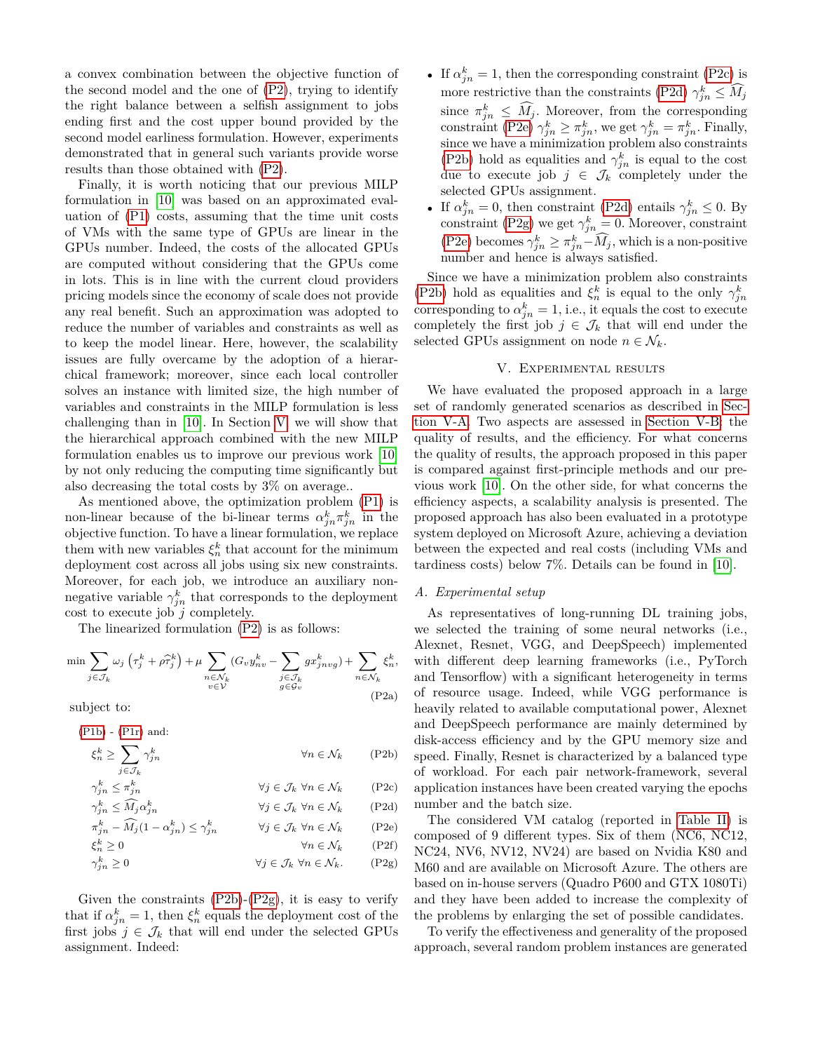a convex combination between the objective function of the second model and the one of (P2), trying to identify the right balance between a selfish assignment to jobs ending first and the cost upper bound provided by the second model earliness formulation. However, experiments demonstrated that in general such variants provide worse results than those obtained with (P2).

Finally, it is worth noticing that our previous MILP formulation in [10] was based on an approximated evaluation of (P1) costs, assuming that the time unit costs of VMs with the same type of GPUs are linear in the GPUs number. Indeed, the costs of the allocated GPUs are computed without considering that the GPUs come in lots. This is in line with the current cloud providers pricing models since the economy of scale does not provide any real benefit. Such an approximation was adopted to reduce the number of variables and constraints as well as to keep the model linear. Here, however, the scalability issues are fully overcame by the adoption of a hierarchical framework; moreover, since each local controller solves an instance with limited size, the high number of variables and constraints in the MILP formulation is less challenging than in [10]. In Section V, we will show that the hierarchical approach combined with the new MILP formulation enables us to improve our previous work [10] by not only reducing the computing time significantly but also decreasing the total costs by 3% on average..

As mentioned above, the optimization problem (P1) is non-linear because of the bi-linear terms $\alpha^k_{jn}\pi^k_{jn}$ in the objective function. To have a linear formulation, we replace them with new variables $\xi^k_n$ that account for the minimum deployment cost across all jobs using six new constraints. Moreover, for each job, we introduce an auxiliary non-negative variable $\gamma^k_{jn}$ that corresponds to the deployment cost to execute job $j$ completely.

The linearized formulation (P2) is as follows:

$$\min \sum_{j\in\mathcal{J}_k} \omega_j \left(\tau^k_j + \rho\widehat{\tau}^k_j\right) + \mu \sum_{\substack{n\in\mathcal{N}_k\\ v\in\mathcal{V}}} \Big(G_v y^k_{nv} - \sum_{\substack{j\in\mathcal{J}_k\\ g\in\mathcal{G}_v}} g x^k_{jnvg}\Big) + \sum_{n\in\mathcal{N}_k} \xi^k_n, \tag{P2a}$$

subject to:

(P1b) - (P1r) and:

$$\xi^k_n \geq \sum_{j\in\mathcal{J}_k} \gamma^k_{jn} \qquad \forall n\in\mathcal{N}_k \tag{P2b}$$

$$\gamma^k_{jn} \leq \pi^k_{jn} \qquad \forall j\in\mathcal{J}_k\ \forall n\in\mathcal{N}_k \tag{P2c}$$

$$\gamma^k_{jn} \leq \widehat{M}_j \alpha^k_{jn} \qquad \forall j\in\mathcal{J}_k\ \forall n\in\mathcal{N}_k \tag{P2d}$$

$$\pi^k_{jn} - \widehat{M}_j(1-\alpha^k_{jn}) \leq \gamma^k_{jn} \qquad \forall j\in\mathcal{J}_k\ \forall n\in\mathcal{N}_k \tag{P2e}$$

$$\xi^k_n \geq 0 \qquad \forall n\in\mathcal{N}_k \tag{P2f}$$

$$\gamma^k_{jn} \geq 0 \qquad \forall j\in\mathcal{J}_k\ \forall n\in\mathcal{N}_k. \tag{P2g}$$

Given the constraints (P2b)-(P2g), it is easy to verify that if $\alpha^k_{jn} = 1$, then $\xi^k_n$ equals the deployment cost of the first jobs $j\in\mathcal{J}_k$ that will end under the selected GPUs assignment. Indeed:

- If $\alpha^k_{jn} = 1$, then the corresponding constraint (P2c) is more restrictive than the constraints (P2d) $\gamma^k_{jn} \leq \widehat{M}_j$ since $\pi^k_{jn} \leq \widehat{M}_j$. Moreover, from the corresponding constraint (P2e) $\gamma^k_{jn} \geq \pi^k_{jn}$, we get $\gamma^k_{jn} = \pi^k_{jn}$. Finally, since we have a minimization problem also constraints (P2b) hold as equalities and $\gamma^k_{jn}$ is equal to the cost due to execute job $j\in\mathcal{J}_k$ completely under the selected GPUs assignment.
- If $\alpha^k_{jn} = 0$, then constraint (P2d) entails $\gamma^k_{jn} \leq 0$. By constraint (P2g) we get $\gamma^k_{jn} = 0$. Moreover, constraint (P2e) becomes $\gamma^k_{jn} \geq \pi^k_{jn} - \widehat{M}_j$, which is a non-positive number and hence is always satisfied.

Since we have a minimization problem also constraints (P2b) hold as equalities and $\xi^k_n$ is equal to the only $\gamma^k_{jn}$ corresponding to $\alpha^k_{jn} = 1$, i.e., it equals the cost to execute completely the first job $j\in\mathcal{J}_k$ that will end under the selected GPUs assignment on node $n\in\mathcal{N}_k$.

## V. Experimental results

We have evaluated the proposed approach in a large set of randomly generated scenarios as described in Section V-A. Two aspects are assessed in Section V-B: the quality of results, and the efficiency. For what concerns the quality of results, the approach proposed in this paper is compared against first-principle methods and our previous work [10]. On the other side, for what concerns the efficiency aspects, a scalability analysis is presented. The proposed approach has also been evaluated in a prototype system deployed on Microsoft Azure, achieving a deviation between the expected and real costs (including VMs and tardiness costs) below 7%. Details can be found in [10].

### A. Experimental setup

As representatives of long-running DL training jobs, we selected the training of some neural networks (i.e., Alexnet, Resnet, VGG, and DeepSpeech) implemented with different deep learning frameworks (i.e., PyTorch and Tensorflow) with a significant heterogeneity in terms of resource usage. Indeed, while VGG performance is heavily related to available computational power, Alexnet and DeepSpeech performance are mainly determined by disk-access efficiency and by the GPU memory size and speed. Finally, Resnet is characterized by a balanced type of workload. For each pair network-framework, several application instances have been created varying the epochs number and the batch size.

The considered VM catalog (reported in Table II) is composed of 9 different types. Six of them (NC6, NC12, NC24, NV6, NV12, NV24) are based on Nvidia K80 and M60 and are available on Microsoft Azure. The others are based on in-house servers (Quadro P600 and GTX 1080Ti) and they have been added to increase the complexity of the problems by enlarging the set of possible candidates.

To verify the effectiveness and generality of the proposed approach, several random problem instances are generated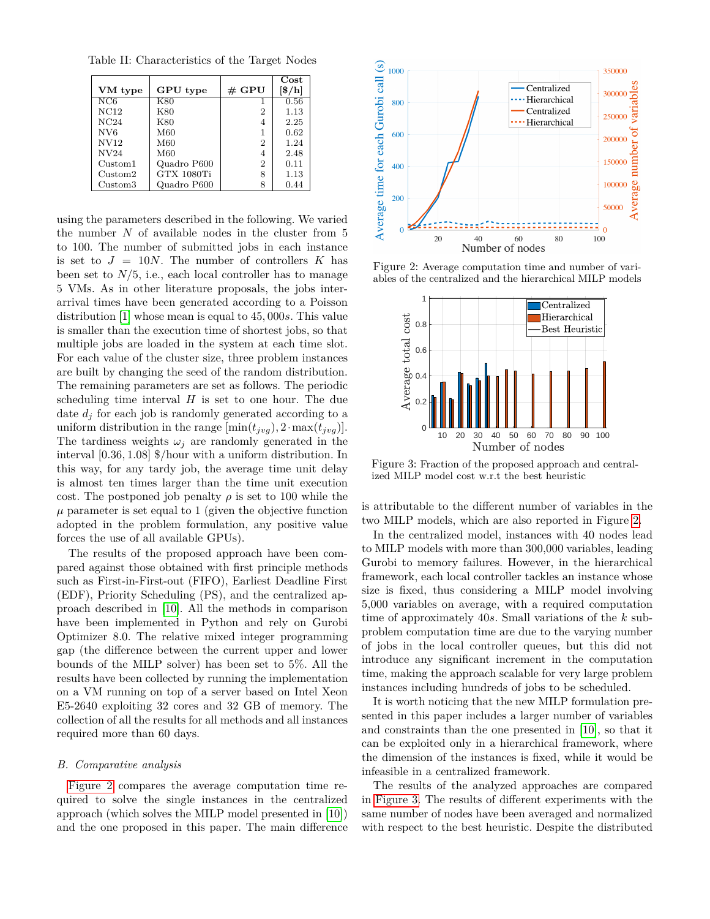Table II: Characteristics of the Target Nodes

| VM type | GPU type | # GPU | Cost [$/h] |
|---|---|---|---|
| NC6 | K80 | 1 | 0.56 |
| NC12 | K80 | 2 | 1.13 |
| NC24 | K80 | 4 | 2.25 |
| NV6 | M60 | 1 | 0.62 |
| NV12 | M60 | 2 | 1.24 |
| NV24 | M60 | 4 | 2.48 |
| Custom1 | Quadro P600 | 2 | 0.11 |
| Custom2 | GTX 1080Ti | 8 | 1.13 |
| Custom3 | Quadro P600 | 8 | 0.44 |

using the parameters described in the following. We varied the number $N$ of available nodes in the cluster from 5 to 100. The number of submitted jobs in each instance is set to $J = 10N$. The number of controllers $K$ has been set to $N/5$, i.e., each local controller has to manage 5 VMs. As in other literature proposals, the jobs inter-arrival times have been generated according to a Poisson distribution [1] whose mean is equal to $45,000s$. This value is smaller than the execution time of shortest jobs, so that multiple jobs are loaded in the system at each time slot. For each value of the cluster size, three problem instances are built by changing the seed of the random distribution. The remaining parameters are set as follows. The periodic scheduling time interval $H$ is set to one hour. The due date $d_j$ for each job is randomly generated according to a uniform distribution in the range $[\min(t_{jvg}), 2 \cdot \max(t_{jvg})]$. The tardiness weights $\omega_j$ are randomly generated in the interval $[0.36, 1.08]$ $/hour with a uniform distribution. In this way, for any tardy job, the average time unit delay is almost ten times larger than the time unit execution cost. The postponed job penalty $\rho$ is set to 100 while the $\mu$ parameter is set equal to 1 (given the objective function adopted in the problem formulation, any positive value forces the use of all available GPUs).

The results of the proposed approach have been compared against those obtained with first principle methods such as First-in-First-out (FIFO), Earliest Deadline First (EDF), Priority Scheduling (PS), and the centralized approach described in [10]. All the methods in comparison have been implemented in Python and rely on Gurobi Optimizer 8.0. The relative mixed integer programming gap (the difference between the current upper and lower bounds of the MILP solver) has been set to 5%. All the results have been collected by running the implementation on a VM running on top of a server based on Intel Xeon E5-2640 exploiting 32 cores and 32 GB of memory. The collection of all the results for all methods and all instances required more than 60 days.

### B. Comparative analysis

Figure 2 compares the average computation time required to solve the single instances in the centralized approach (which solves the MILP model presented in [10]) and the one proposed in this paper. The main difference is attributable to the different number of variables in the two MILP models, which are also reported in Figure 2.

Figure 2: Average computation time and number of variables of the centralized and the hierarchical MILP models

Figure 3: Fraction of the proposed approach and centralized MILP model cost w.r.t the best heuristic

In the centralized model, instances with 40 nodes lead to MILP models with more than 300,000 variables, leading Gurobi to memory failures. However, in the hierarchical framework, each local controller tackles an instance whose size is fixed, thus considering a MILP model involving 5,000 variables on average, with a required computation time of approximately $40s$. Small variations of the $k$ subproblem computation time are due to the varying number of jobs in the local controller queues, but this did not introduce any significant increment in the computation time, making the approach scalable for very large problem instances including hundreds of jobs to be scheduled.

It is worth noticing that the new MILP formulation presented in this paper includes a larger number of variables and constraints than the one presented in [10], so that it can be exploited only in a hierarchical framework, where the dimension of the instances is fixed, while it would be infeasible in a centralized framework.

The results of the analyzed approaches are compared in Figure 3. The results of different experiments with the same number of nodes have been averaged and normalized with respect to the best heuristic. Despite the distributed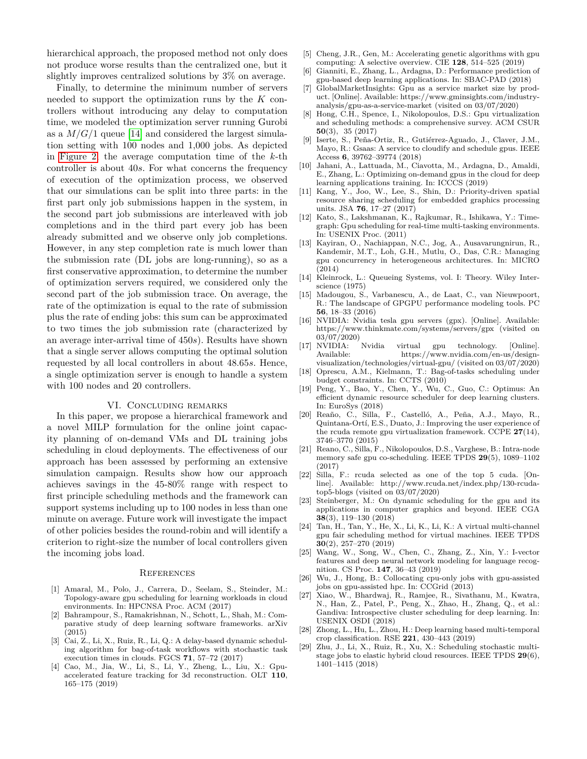hierarchical approach, the proposed method not only does not produce worse results than the centralized one, but it slightly improves centralized solutions by 3% on average.

Finally, to determine the minimum number of servers needed to support the optimization runs by the $K$ controllers without introducing any delay to computation time, we modeled the optimization server running Gurobi as a $M/G/1$ queue [14] and considered the largest simulation setting with 100 nodes and 1,000 jobs. As depicted in Figure 2, the average computation time of the $k$-th controller is about $40s$. For what concerns the frequency of execution of the optimization process, we observed that our simulations can be split into three parts: in the first part only job submissions happen in the system, in the second part job submissions are interleaved with job completions and in the third part every job has been already submitted and we observe only job completions. However, in any step completion rate is much lower than the submission rate (DL jobs are long-running), so as a first conservative approximation, to determine the number of optimization servers required, we considered only the second part of the job submission trace. On average, the rate of the optimization is equal to the rate of submission plus the rate of ending jobs: this sum can be approximated to two times the job submission rate (characterized by an average inter-arrival time of $450s$). Results have shown that a single server allows computing the optimal solution requested by all local controllers in about $48.65s$. Hence, a single optimization server is enough to handle a system with 100 nodes and 20 controllers.

## VI. Concluding remarks

In this paper, we propose a hierarchical framework and a novel MILP formulation for the online joint capacity planning of on-demand VMs and DL training jobs scheduling in cloud deployments. The effectiveness of our approach has been assessed by performing an extensive simulation campaign. Results show how our approach achieves savings in the 45-80% range with respect to first principle scheduling methods and the framework can support systems including up to 100 nodes in less than one minute on average. Future work will investigate the impact of other policies besides the round-robin and will identify a criterion to right-size the number of local controllers given the incoming jobs load.

## References

[1] Amaral, M., Polo, J., Carrera, D., Seelam, S., Steinder, M.: Topology-aware gpu scheduling for learning workloads in cloud environments. In: HPCNSA Proc. ACM (2017)

[2] Bahrampour, S., Ramakrishnan, N., Schott, L., Shah, M.: Comparative study of deep learning software frameworks. arXiv (2015)

[3] Cai, Z., Li, X., Ruiz, R., Li, Q.: A delay-based dynamic scheduling algorithm for bag-of-task workflows with stochastic task execution times in clouds. FGCS **71**, 57–72 (2017)

[4] Cao, M., Jia, W., Li, S., Li, Y., Zheng, L., Liu, X.: Gpu-accelerated feature tracking for 3d reconstruction. OLT **110**, 165–175 (2019)

[5] Cheng, J.R., Gen, M.: Accelerating genetic algorithms with gpu computing: A selective overview. CIE **128**, 514–525 (2019)

[6] Gianniti, E., Zhang, L., Ardagna, D.: Performance prediction of gpu-based deep learning applications. In: SBAC-PAD (2018)

[7] GlobalMarketInsights: Gpu as a service market size by product. [Online]. Available: https://www.gminsights.com/industry-analysis/gpu-as-a-service-market (visited on 03/07/2020)

[8] Hong, C.H., Spence, I., Nikolopoulos, D.S.: Gpu virtualization and scheduling methods: a comprehensive survey. ACM CSUR **50**(3), 35 (2017)

[9] Iserte, S., Peña-Ortiz, R., Gutiérrez-Aguado, J., Claver, J.M., Mayo, R.: Gsaas: A service to cloudify and schedule gpus. IEEE Access **6**, 39762–39774 (2018)

[10] Jahani, A., Lattuada, M., Ciavotta, M., Ardagna, D., Amaldi, E., Zhang, L.: Optimizing on-demand gpus in the cloud for deep learning applications training. In: ICCCS (2019)

[11] Kang, Y., Joo, W., Lee, S., Shin, D.: Priority-driven spatial resource sharing scheduling for embedded graphics processing units. JSA **76**, 17–27 (2017)

[12] Kato, S., Lakshmanan, K., Rajkumar, R., Ishikawa, Y.: Timegraph: Gpu scheduling for real-time multi-tasking environments. In: USENIX Proc. (2011)

[13] Kayiran, O., Nachiappan, N.C., Jog, A., Ausavarungnirun, R., Kandemir, M.T., Loh, G.H., Mutlu, O., Das, C.R.: Managing gpu concurrency in heterogeneous architectures. In: MICRO (2014)

[14] Kleinrock, L.: Queueing Systems, vol. I: Theory. Wiley Interscience (1975)

[15] Madougou, S., Varbanescu, A., de Laat, C., van Nieuwpoort, R.: The landscape of GPGPU performance modeling tools. PC **56**, 18–33 (2016)

[16] NVIDIA: Nvidia tesla gpu servers (gpx). [Online]. Available: https://www.thinkmate.com/systems/servers/gpx (visited on 03/07/2020)

[17] NVIDIA: Nvidia virtual gpu technology. [Online]. Available: https://www.nvidia.com/en-us/design-visualization/technologies/virtual-gpu/ (visited on 03/07/2020)

[18] Oprescu, A.M., Kielmann, T.: Bag-of-tasks scheduling under budget constraints. In: CCTS (2010)

[19] Peng, Y., Bao, Y., Chen, Y., Wu, C., Guo, C.: Optimus: An efficient dynamic resource scheduler for deep learning clusters. In: EuroSys (2018)

[20] Reaño, C., Silla, F., Castelló, A., Peña, A.J., Mayo, R., Quintana-Ortí, E.S., Duato, J.: Improving the user experience of the rcuda remote gpu virtualization framework. CCPE **27**(14), 3746–3770 (2015)

[21] Reano, C., Silla, F., Nikolopoulos, D.S., Varghese, B.: Intra-node memory safe gpu co-scheduling. IEEE TPDS **29**(5), 1089–1102 (2017)

[22] Silla, F.: rcuda selected as one of the top 5 cuda. [Online]. Available: http://www.rcuda.net/index.php/130-rcuda-top5-blogs (visited on 03/07/2020)

[23] Steinberger, M.: On dynamic scheduling for the gpu and its applications in computer graphics and beyond. IEEE CGA **38**(3), 119–130 (2018)

[24] Tan, H., Tan, Y., He, X., Li, K., Li, K.: A virtual multi-channel gpu fair scheduling method for virtual machines. IEEE TPDS **30**(2), 257–270 (2019)

[25] Wang, W., Song, W., Chen, C., Zhang, Z., Xin, Y.: I-vector features and deep neural network modeling for language recognition. CS Proc. **147**, 36–43 (2019)

[26] Wu, J., Hong, B.: Collocating cpu-only jobs with gpu-assisted jobs on gpu-assisted hpc. In: CCGrid (2013)

[27] Xiao, W., Bhardwaj, R., Ramjee, R., Sivathanu, M., Kwatra, N., Han, Z., Patel, P., Peng, X., Zhao, H., Zhang, Q., et al.: Gandiva: Introspective cluster scheduling for deep learning. In: USENIX OSDI (2018)

[28] Zhong, L., Hu, L., Zhou, H.: Deep learning based multi-temporal crop classification. RSE **221**, 430–443 (2019)

[29] Zhu, J., Li, X., Ruiz, R., Xu, X.: Scheduling stochastic multi-stage jobs to elastic hybrid cloud resources. IEEE TPDS **29**(6), 1401–1415 (2018)